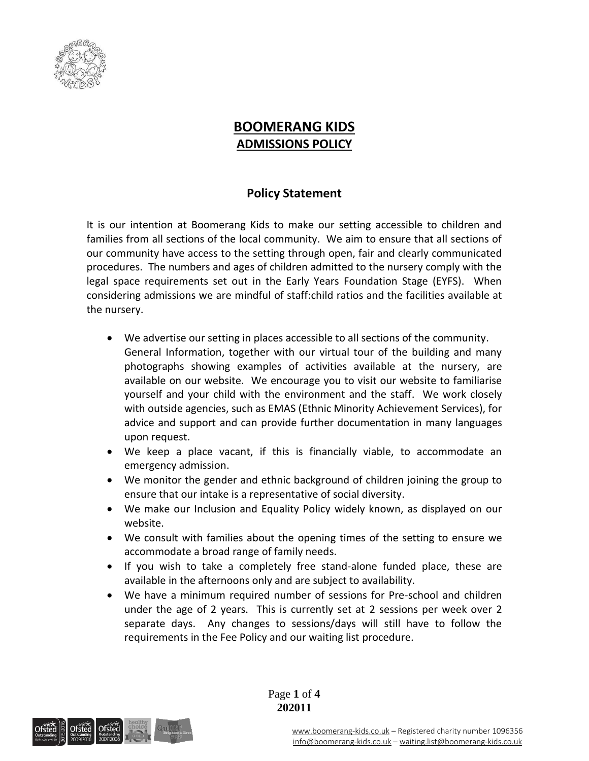# BOOMERANG KIDS

## ADMISSIONS POLICY

### Policy Statement

It is our intention at Boomerang Kids to make our setting accessible to children and families from all sections of the local community. We aim to ensure that all sections of our community have access to the setting through open, fair and clearly communicated procedures. The numbers and ages of children admitted to the nursery comply with the legal space requirements set out in the Early Years Foundation Stage (EYFS). When considering admissions we are mindful of staff:child ratios and the facilities available at the nursery.

- We advertise our setting in places accessible to all sections of the community. General Information, together with our virtual tour of the building and many photographs showing examples of activities available at the nursery, are available on our website. We encourage you to visit our website to familiarise yourself and your child with the environment and the staff. We work closely with outside agencies, such as EMAS (Ethnic Minority Achievement Services), for advice and support and can provide further documentation in many languages upon request.
- We keep a place vacant, if this is financially viable, to accommodate an emergency admission.
- We monitor the gender and ethnic background of children joining the group to ensure that our intake is a representative of social diversity.
- We make our Inclusion and Equality Policy widely known, as displayed on our website.
- We consult with families about the opening times of the setting to ensure we accommodate a broad range of family needs.
- If you wish to take a completely free stand-alone funded place, these are available in the afternoons only and are subject to availability.
- We have a minimum required number of sessions for Pre-school and children under the age of 2 years. This is currently set at 2 sessions per week over 2 separate days. Any changes to sessions/days will still have to follow the requirements in the Fee Policy and our waiting list procedure.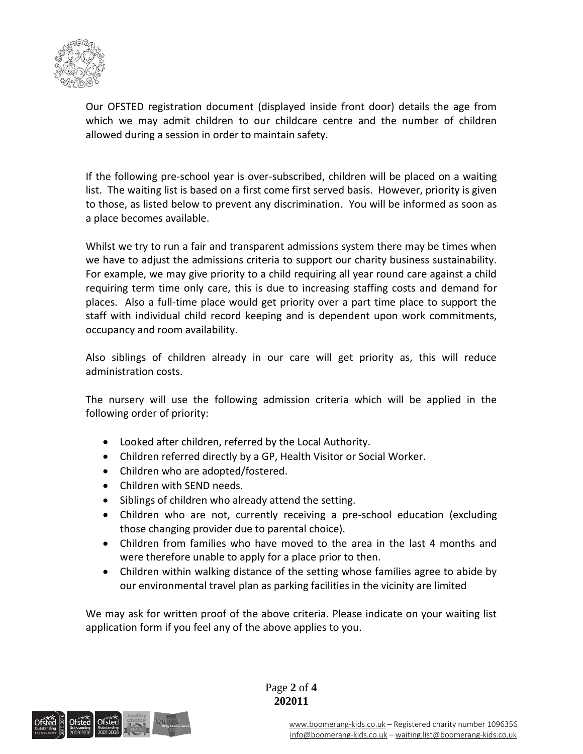Our OFSTED registration document (displayed inside front door) details the age from which we may admit children to our childcare centre and the number of children allowed during a session in order to maintain safety.

If the following pre-school year is over-subscribed, children will be placed on a waiting list. The waiting list is based on a first come first served basis. However, priority is given to those, as listed below to prevent any discrimination. You will be informed as soon as a place becomes available.

Whilst we try to run a fair and transparent admissions system there may be times when we have to adjust the admissions criteria to support our charity business sustainability. For example, we may give priority to a child requiring all year round care against a child requiring term time only care, this is due to increasing staffing costs and demand for places. Also a full-time place would get priority over a part time place to support the staff with individual child record keeping and is dependent upon work commitments, occupancy and room availability.

Also siblings of children already in our care will get priority as, this will reduce administration costs.

The nursery will use the following admission criteria which will be applied in the following order of priority:

- Looked after children, referred by the Local Authority.
- Children referred directly by a GP, Health Visitor or Social Worker.
- Children who are adopted/fostered.
- Children with SEND needs.
- Siblings of children who already attend the setting.
- Children who are not, currently receiving a pre-school education (excluding those changing provider due to parental choice).
- Children from families who have moved to the area in the last 4 months and were therefore unable to apply for a place prior to then.
- Children within walking distance of the setting whose families agree to abide by our environmental travel plan as parking facilities in the vicinity are limited

We may ask for written proof of the above criteria. Please indicate on your waiting list application form if you feel any of the above applies to you.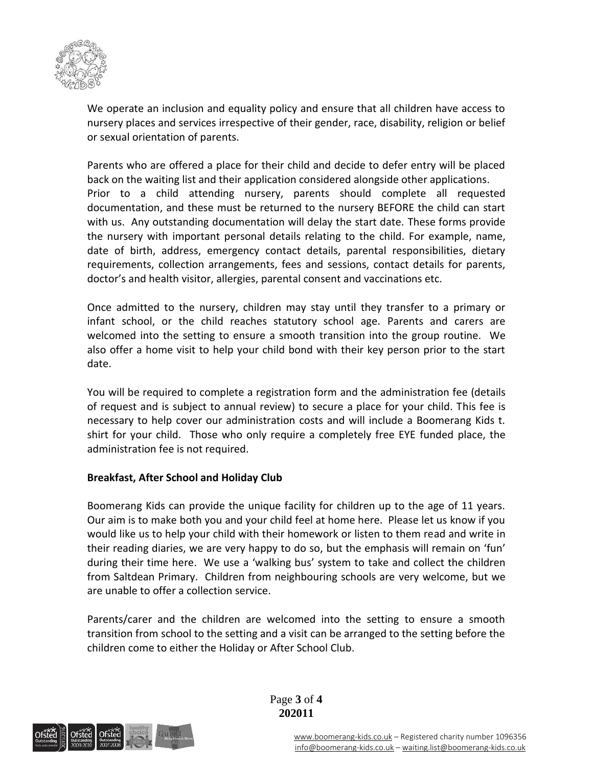We operate an inclusion and equality policy and ensure that all children have access to nursery places and services irrespective of their gender, race, disability, religion or belief or sexual orientation of parents.

Parents who are offered a place for their child and decide to defer entry will be placed back on the waiting list and their application considered alongside other applications. Prior to a child attending nursery, parents should complete all requested documentation, and these must be returned to the nursery BEFORE the child can start with us. Any outstanding documentation will delay the start date. These forms provide the nursery with important personal details relating to the child. For example, name, date of birth, address, emergency contact details, parental responsibilities, dietary requirements, collection arrangements, fees and sessions, contact details for parents, doctor's and health visitor, allergies, parental consent and vaccinations etc.

Once admitted to the nursery, children may stay until they transfer to a primary or infant school, or the child reaches statutory school age. Parents and carers are welcomed into the setting to ensure a smooth transition into the group routine. We also offer a home visit to help your child bond with their key person prior to the start date.

You will be required to complete a registration form and the administration fee (details of request and is subject to annual review) to secure a place for your child. This fee is necessary to help cover our administration costs and will include a Boomerang Kids t. shirt for your child. Those who only require a completely free EYE funded place, the administration fee is not required.

**Breakfast, After School and Holiday Club**

Boomerang Kids can provide the unique facility for children up to the age of 11 years. Our aim is to make both you and your child feel at home here. Please let us know if you would like us to help your child with their homework or listen to them read and write in their reading diaries, we are very happy to do so, but the emphasis will remain on 'fun' during their time here. We use a 'walking bus' system to take and collect the children from Saltdean Primary. Children from neighbouring schools are very welcome, but we are unable to offer a collection service.

Parents/carer and the children are welcomed into the setting to ensure a smooth transition from school to the setting and a visit can be arranged to the setting before the children come to either the Holiday or After School Club.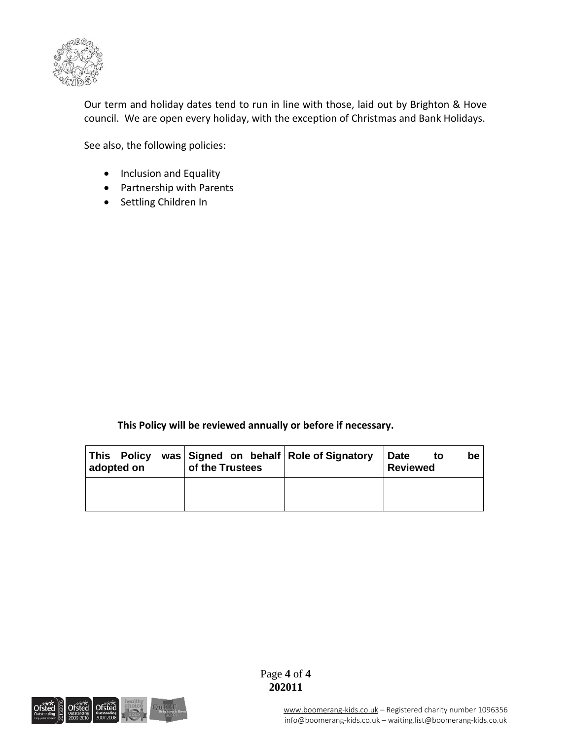Our term and holiday dates tend to run in line with those, laid out by Brighton & Hove council. We are open every holiday, with the exception of Christmas and Bank Holidays.

See also, the following policies:

- Inclusion and Equality
- Partnership with Parents
- Settling Children In

**This Policy will be reviewed annually or before if necessary.**

| This Policy was adopted on | Signed on behalf of the Trustees | Role of Signatory | Date to be Reviewed |
|---|---|---|---|
| | | | |

202011

www.boomerang-kids.co.uk – Registered charity number 1096356
info@boomerang-kids.co.uk – waiting.list@boomerang-kids.co.uk